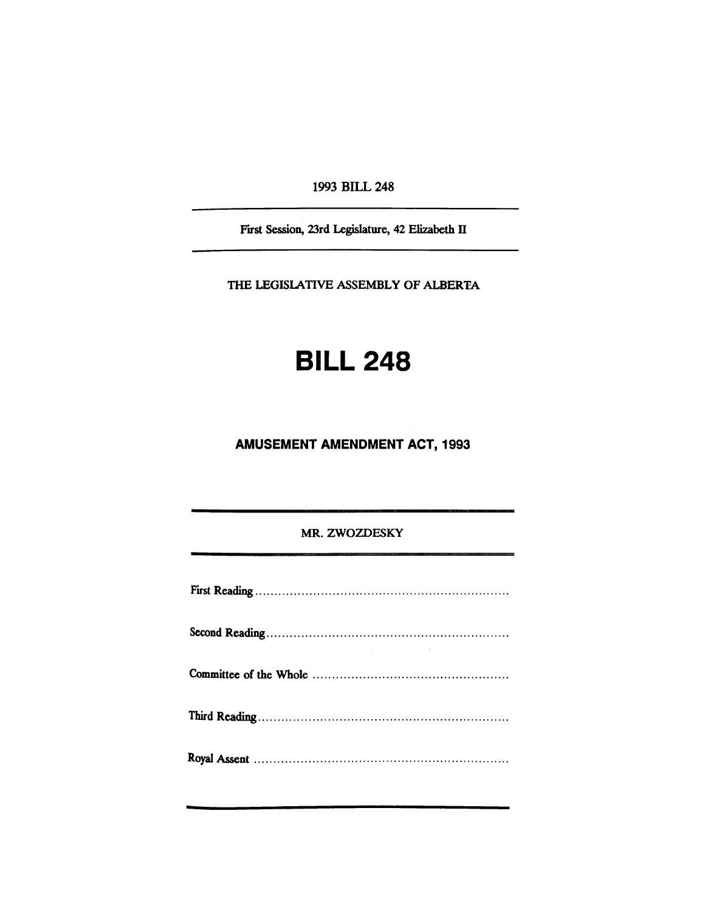1993 BILL 248

First Session, 23rd Legislature, 42 Elizabeth II

THE LEGISLATIVE ASSEMBLY OF ALBERTA

# BILL 248

## AMUSEMENT AMENDMENT ACT, 1993

MR. ZWOZDESKY

First Reading ..................................................................

Second Reading ..............................................................

Committee of the Whole ..................................................

Third Reading ................................................................

Royal Assent ..................................................................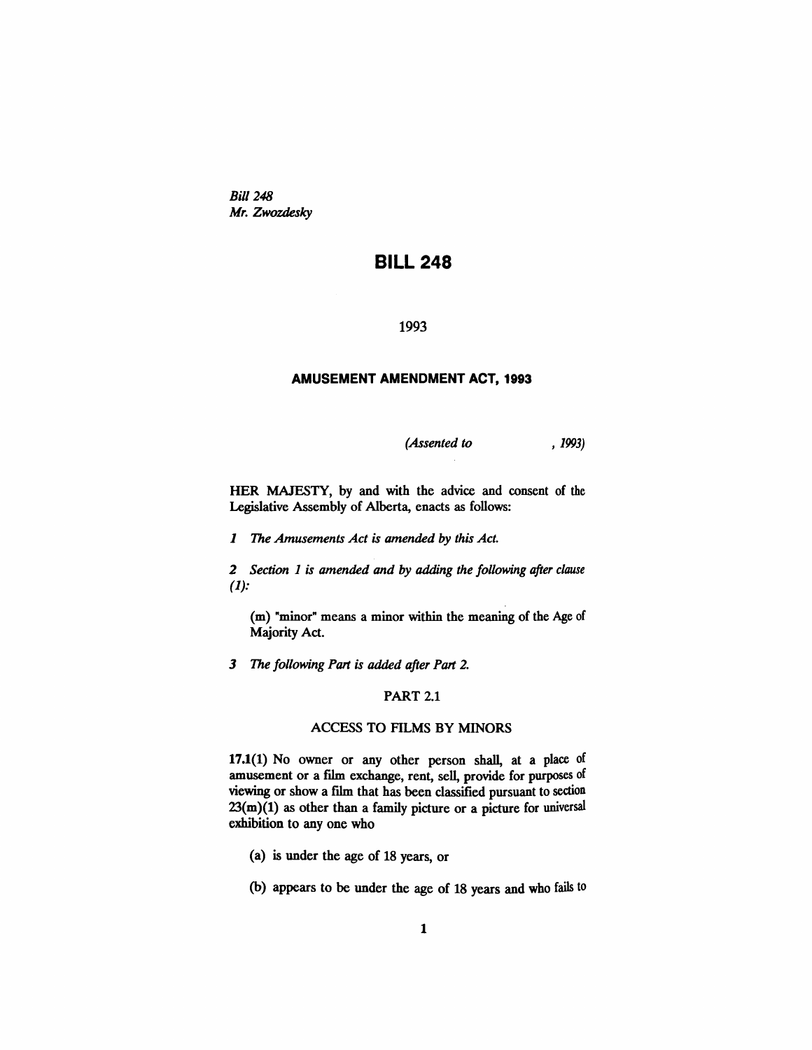*Bill 248*
*Mr. Zwozdesky*

# BILL 248

1993

### AMUSEMENT AMENDMENT ACT, 1993

*(Assented to , 1993)*

HER MAJESTY, by and with the advice and consent of the Legislative Assembly of Alberta, enacts as follows:

*1 The Amusements Act is amended by this Act.*

*2 Section 1 is amended and by adding the following after clause (1):*

> (m) "minor" means a minor within the meaning of the Age of Majority Act.

*3 The following Part is added after Part 2.*

PART 2.1

ACCESS TO FILMS BY MINORS

**17.1(1)** No owner or any other person shall, at a place of amusement or a film exchange, rent, sell, provide for purposes of viewing or show a film that has been classified pursuant to section 23(m)(1) as other than a family picture or a picture for universal exhibition to any one who

> (a) is under the age of 18 years, or
>
> (b) appears to be under the age of 18 years and who fails to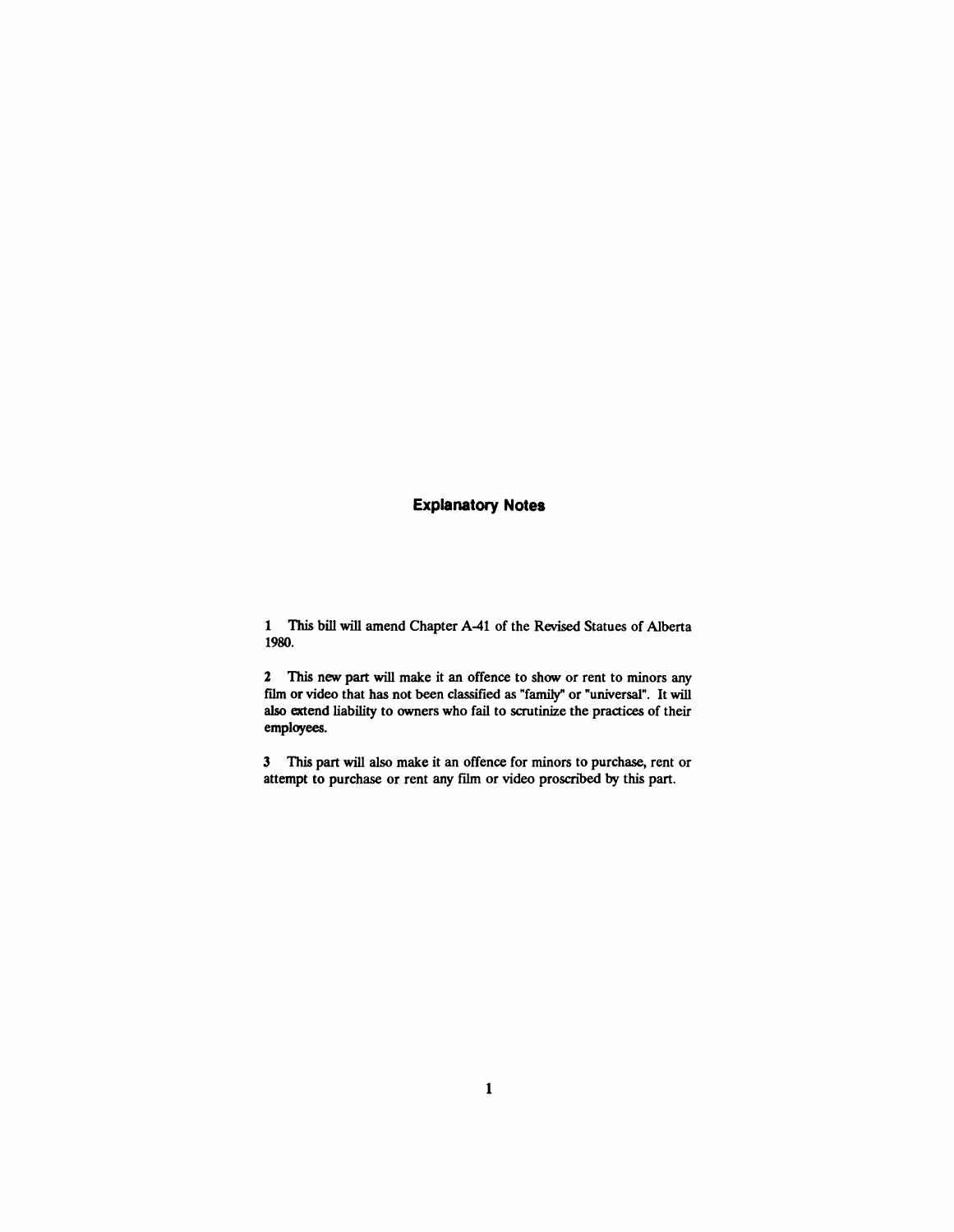## Explanatory Notes

**1** This bill will amend Chapter A-41 of the Revised Statues of Alberta 1980.

**2** This new part will make it an offence to show or rent to minors any film or video that has not been classified as "family" or "universal". It will also extend liability to owners who fail to scrutinize the practices of their employees.

**3** This part will also make it an offence for minors to purchase, rent or attempt to purchase or rent any film or video proscribed by this part.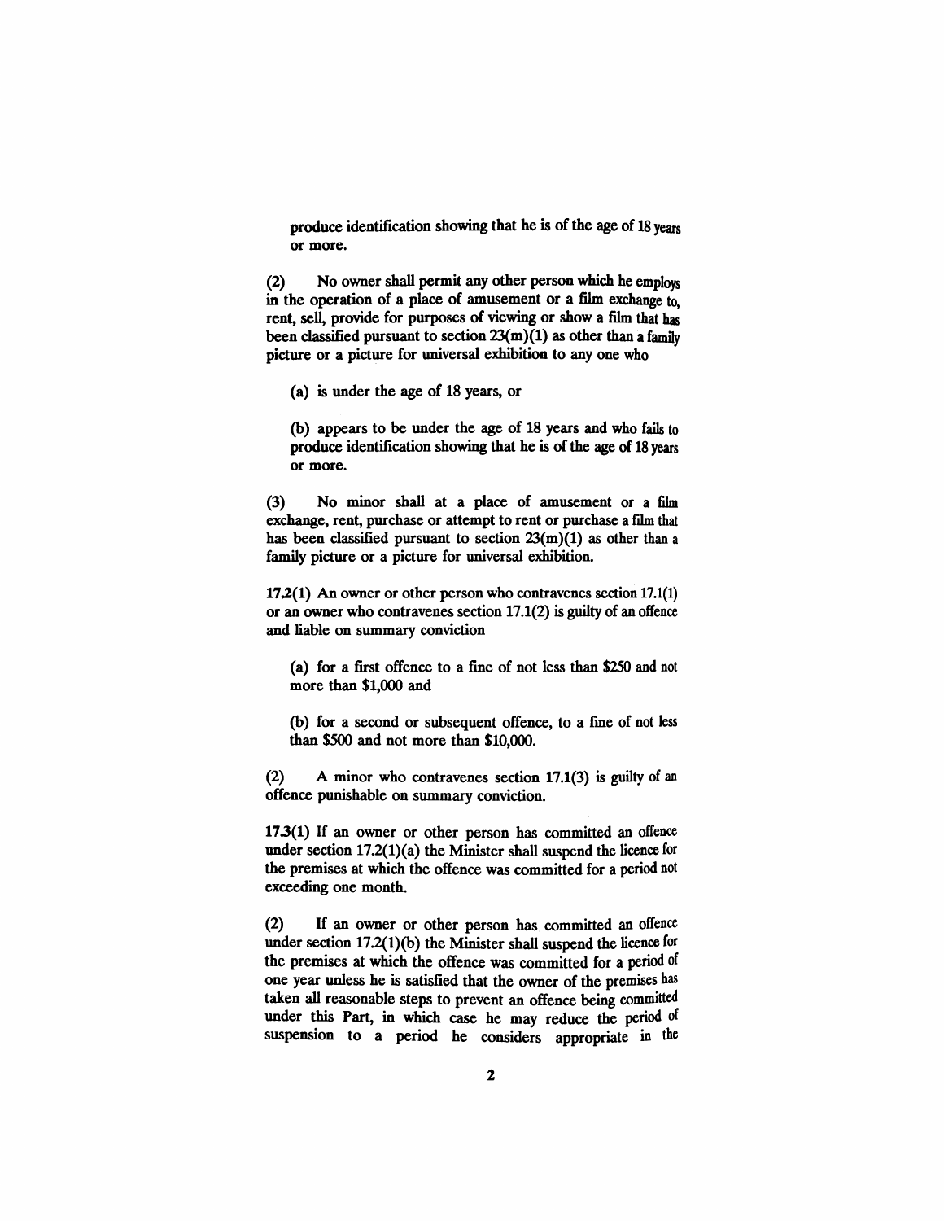produce identification showing that he is of the age of 18 years or more.

(2) No owner shall permit any other person which he employs in the operation of a place of amusement or a film exchange to, rent, sell, provide for purposes of viewing or show a film that has been classified pursuant to section 23(m)(1) as other than a family picture or a picture for universal exhibition to any one who

(a) is under the age of 18 years, or

(b) appears to be under the age of 18 years and who fails to produce identification showing that he is of the age of 18 years or more.

(3) No minor shall at a place of amusement or a film exchange, rent, purchase or attempt to rent or purchase a film that has been classified pursuant to section 23(m)(1) as other than a family picture or a picture for universal exhibition.

**17.2(1)** An owner or other person who contravenes section 17.1(1) or an owner who contravenes section 17.1(2) is guilty of an offence and liable on summary conviction

(a) for a first offence to a fine of not less than $250 and not more than $1,000 and

(b) for a second or subsequent offence, to a fine of not less than $500 and not more than $10,000.

(2) A minor who contravenes section 17.1(3) is guilty of an offence punishable on summary conviction.

**17.3(1)** If an owner or other person has committed an offence under section 17.2(1)(a) the Minister shall suspend the licence for the premises at which the offence was committed for a period not exceeding one month.

(2) If an owner or other person has committed an offence under section 17.2(1)(b) the Minister shall suspend the licence for the premises at which the offence was committed for a period of one year unless he is satisfied that the owner of the premises has taken all reasonable steps to prevent an offence being committed under this Part, in which case he may reduce the period of suspension to a period he considers appropriate in the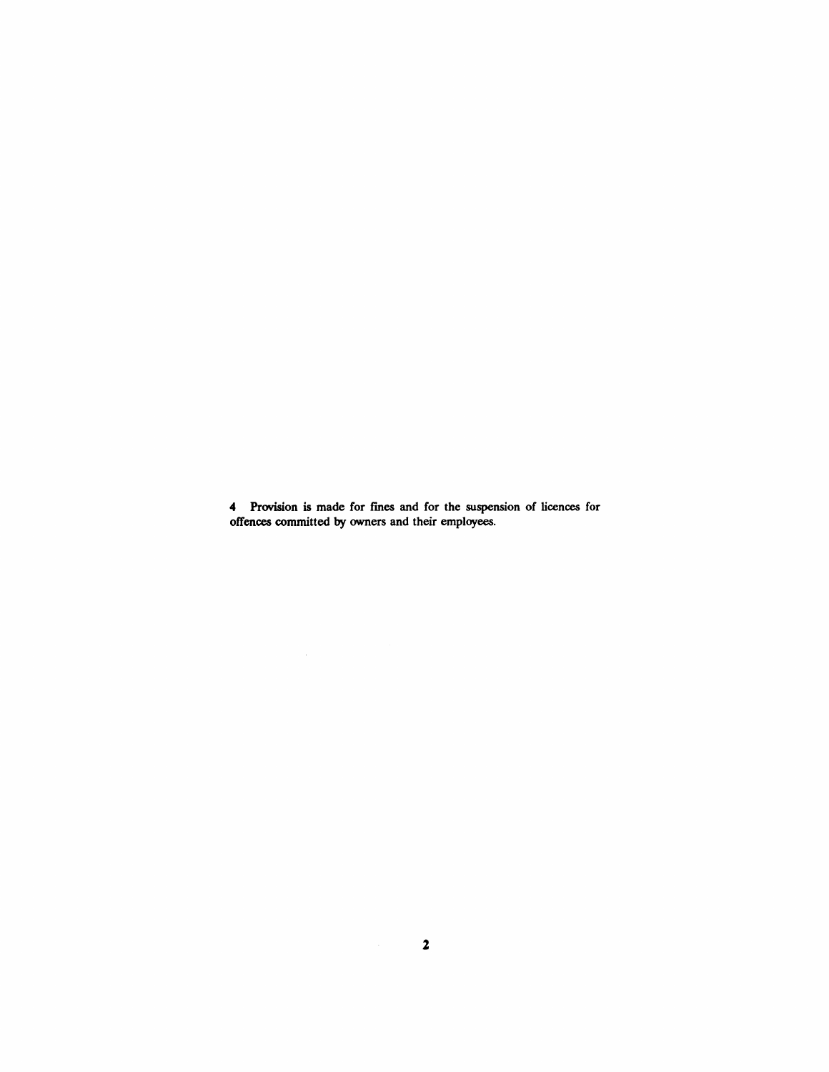4 Provision is made for fines and for the suspension of licences for offences committed by owners and their employees.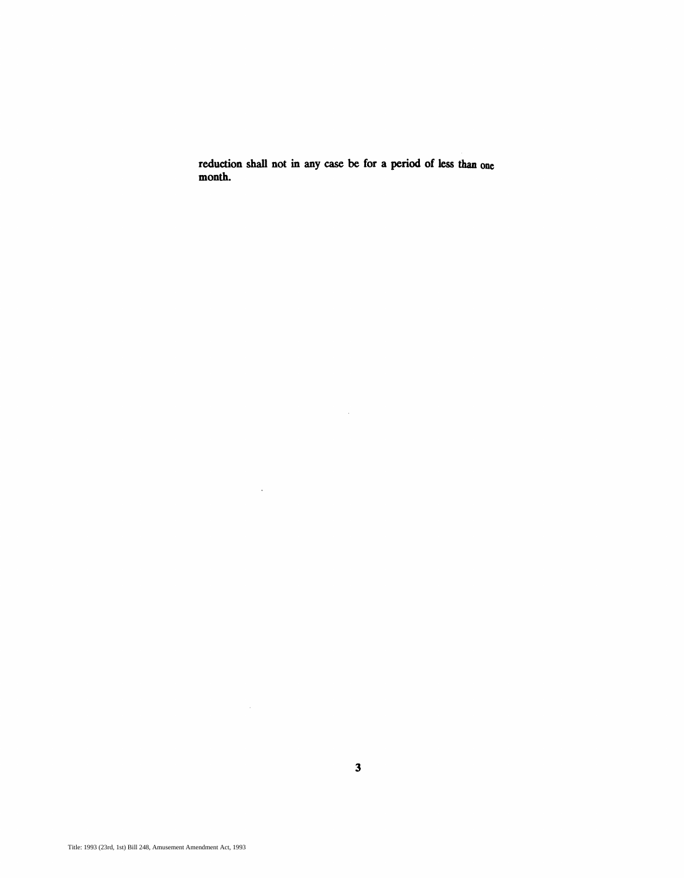**reduction shall not in any case be for a period of less than one month.**